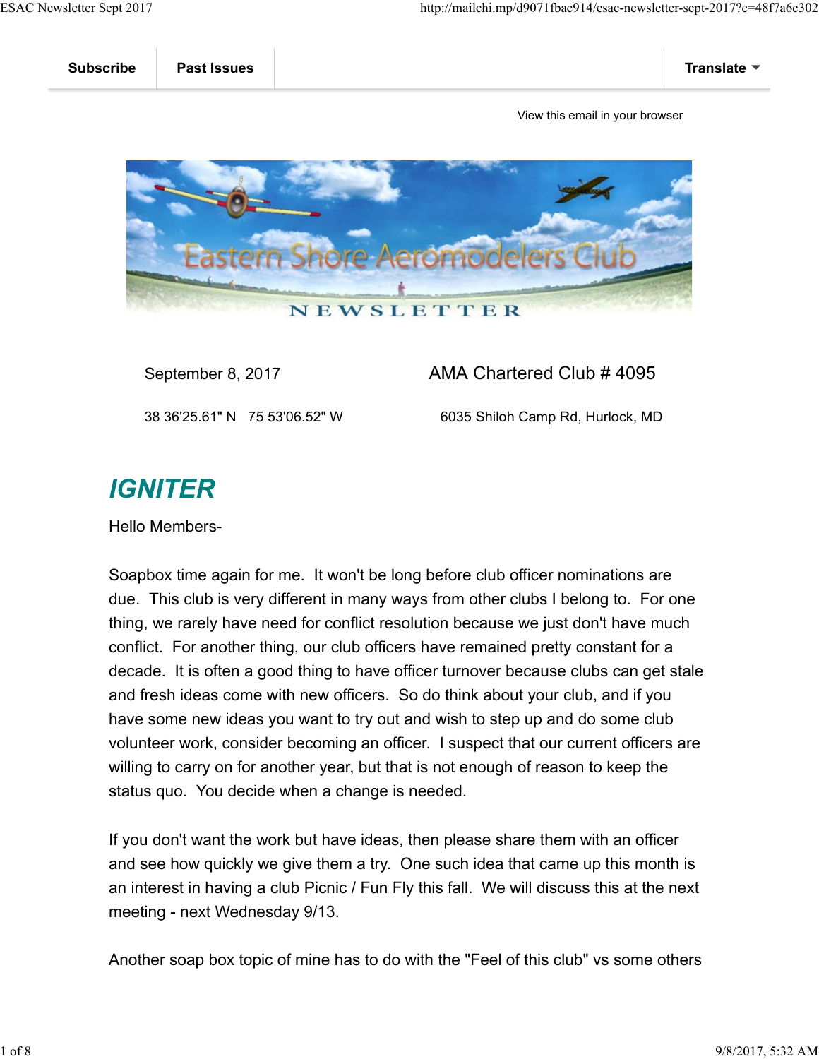Subscribe | Past Issues | Translate

View this email in your browser

Eastern Shore Aeromodelers Club

NEWSLETTER

September 8, 2017 — AMA Chartered Club # 4095

38 36'25.61" N 75 53'06.52" W — 6035 Shiloh Camp Rd, Hurlock, MD

# *IGNITER*

Hello Members-

Soapbox time again for me. It won't be long before club officer nominations are due. This club is very different in many ways from other clubs I belong to. For one thing, we rarely have need for conflict resolution because we just don't have much conflict. For another thing, our club officers have remained pretty constant for a decade. It is often a good thing to have officer turnover because clubs can get stale and fresh ideas come with new officers. So do think about your club, and if you have some new ideas you want to try out and wish to step up and do some club volunteer work, consider becoming an officer. I suspect that our current officers are willing to carry on for another year, but that is not enough of reason to keep the status quo. You decide when a change is needed.

If you don't want the work but have ideas, then please share them with an officer and see how quickly we give them a try. One such idea that came up this month is an interest in having a club Picnic / Fun Fly this fall. We will discuss this at the next meeting - next Wednesday 9/13.

Another soap box topic of mine has to do with the "Feel of this club" vs some others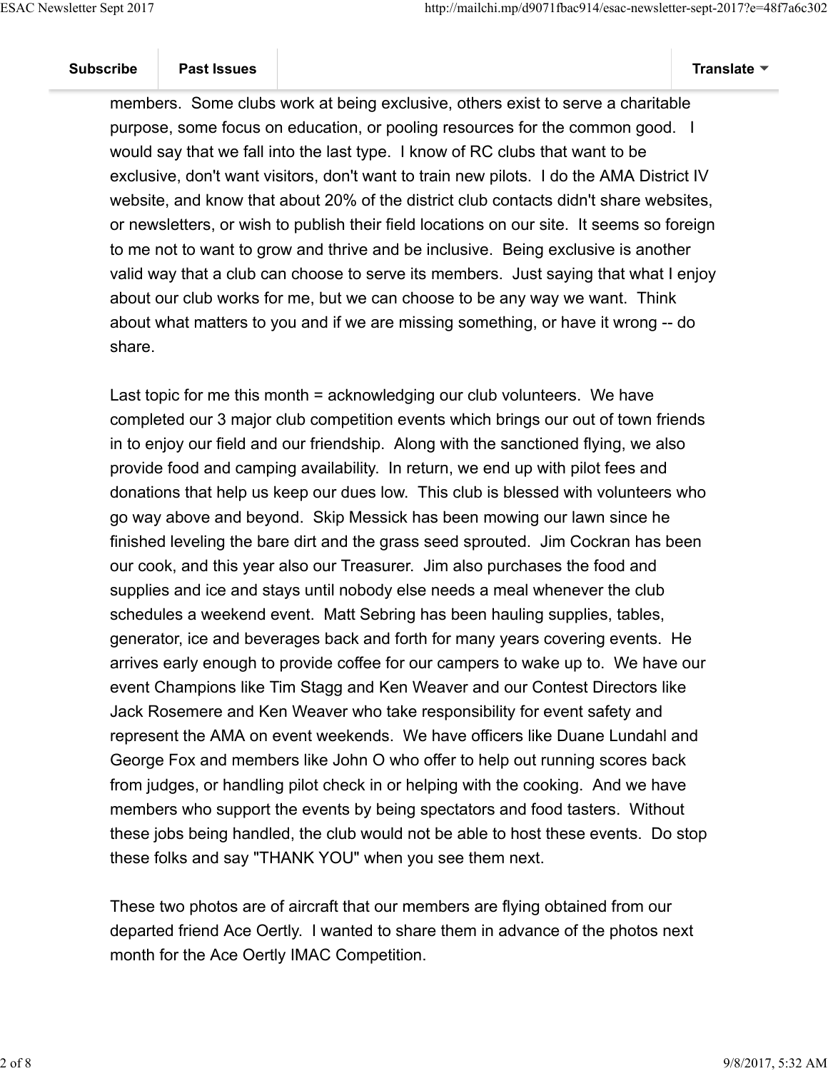members. Some clubs work at being exclusive, others exist to serve a charitable purpose, some focus on education, or pooling resources for the common good. I would say that we fall into the last type. I know of RC clubs that want to be exclusive, don't want visitors, don't want to train new pilots. I do the AMA District IV website, and know that about 20% of the district club contacts didn't share websites, or newsletters, or wish to publish their field locations on our site. It seems so foreign to me not to want to grow and thrive and be inclusive. Being exclusive is another valid way that a club can choose to serve its members. Just saying that what I enjoy about our club works for me, but we can choose to be any way we want. Think about what matters to you and if we are missing something, or have it wrong -- do share.

Last topic for me this month = acknowledging our club volunteers. We have completed our 3 major club competition events which brings our out of town friends in to enjoy our field and our friendship. Along with the sanctioned flying, we also provide food and camping availability. In return, we end up with pilot fees and donations that help us keep our dues low. This club is blessed with volunteers who go way above and beyond. Skip Messick has been mowing our lawn since he finished leveling the bare dirt and the grass seed sprouted. Jim Cockran has been our cook, and this year also our Treasurer. Jim also purchases the food and supplies and ice and stays until nobody else needs a meal whenever the club schedules a weekend event. Matt Sebring has been hauling supplies, tables, generator, ice and beverages back and forth for many years covering events. He arrives early enough to provide coffee for our campers to wake up to. We have our event Champions like Tim Stagg and Ken Weaver and our Contest Directors like Jack Rosemere and Ken Weaver who take responsibility for event safety and represent the AMA on event weekends. We have officers like Duane Lundahl and George Fox and members like John O who offer to help out running scores back from judges, or handling pilot check in or helping with the cooking. And we have members who support the events by being spectators and food tasters. Without these jobs being handled, the club would not be able to host these events. Do stop these folks and say "THANK YOU" when you see them next.

These two photos are of aircraft that our members are flying obtained from our departed friend Ace Oertly. I wanted to share them in advance of the photos next month for the Ace Oertly IMAC Competition.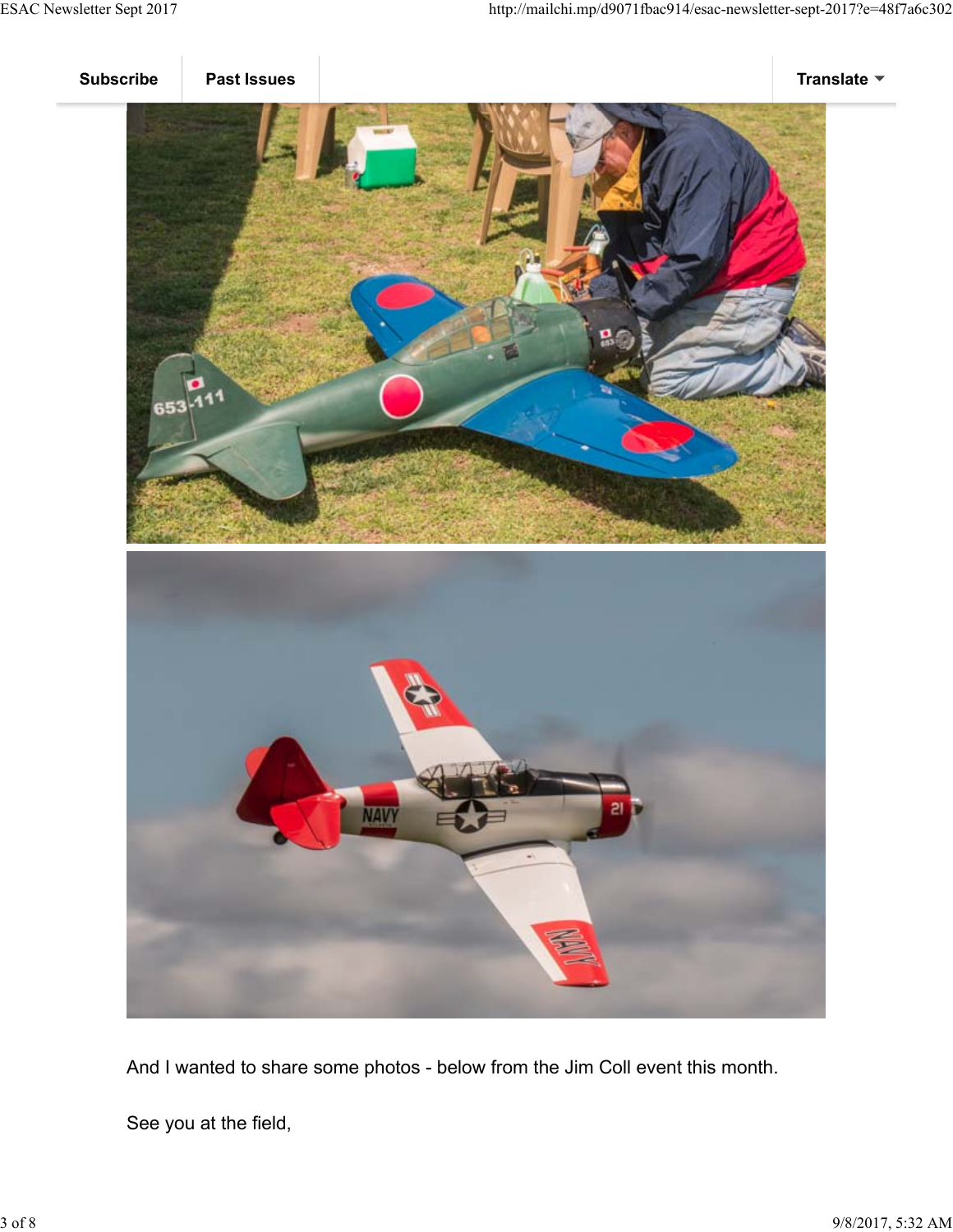Subscribe | Past Issues | Translate

And I wanted to share some photos - below from the Jim Coll event this month.

See you at the field,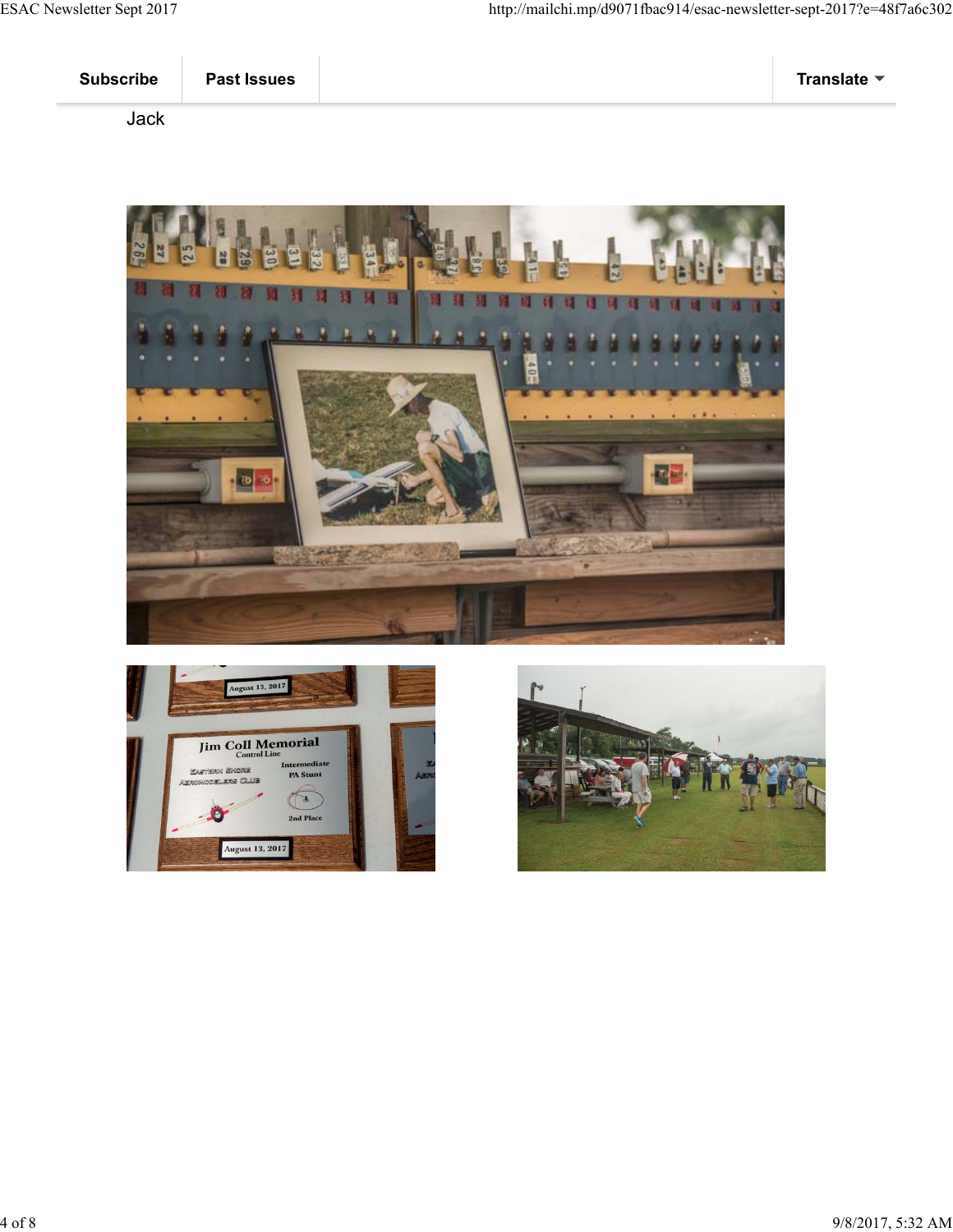Subscribe | Past Issues | Translate

Jack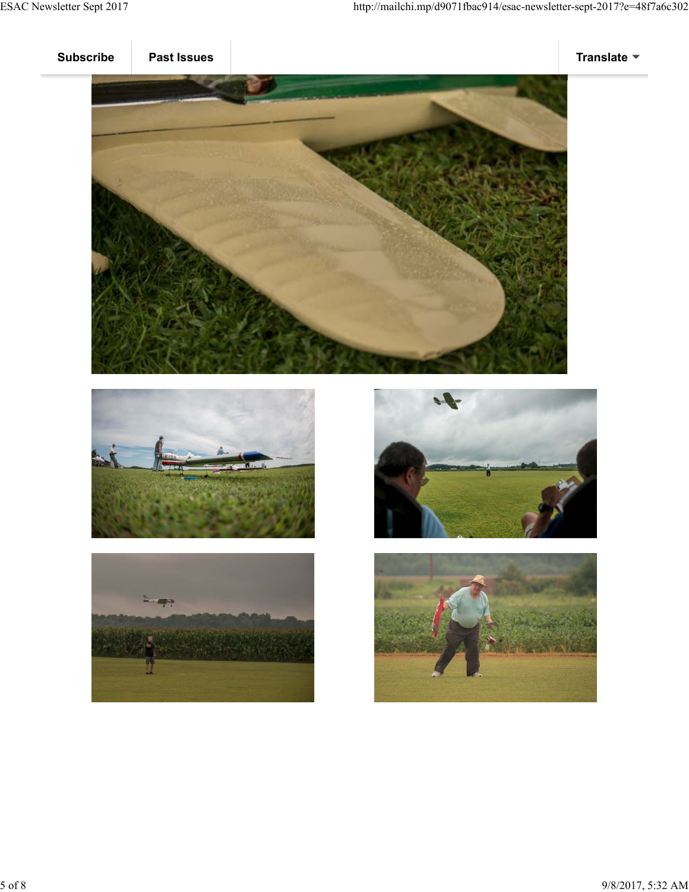Subscribe | Past Issues | Translate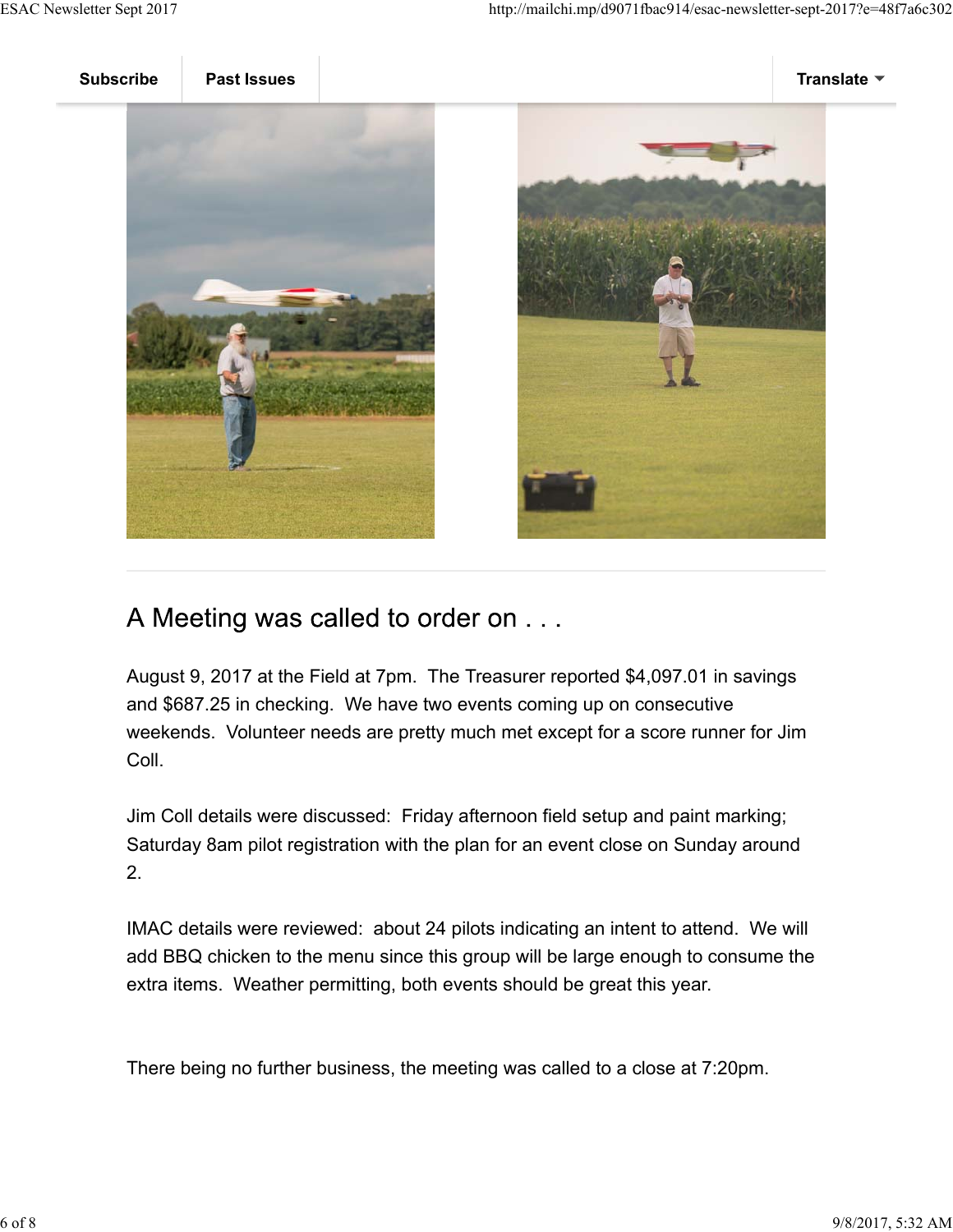## A Meeting was called to order on . . .

August 9, 2017 at the Field at 7pm. The Treasurer reported $4,097.01 in savings and $687.25 in checking. We have two events coming up on consecutive weekends. Volunteer needs are pretty much met except for a score runner for Jim Coll.

Jim Coll details were discussed: Friday afternoon field setup and paint marking; Saturday 8am pilot registration with the plan for an event close on Sunday around 2.

IMAC details were reviewed: about 24 pilots indicating an intent to attend. We will add BBQ chicken to the menu since this group will be large enough to consume the extra items. Weather permitting, both events should be great this year.

There being no further business, the meeting was called to a close at 7:20pm.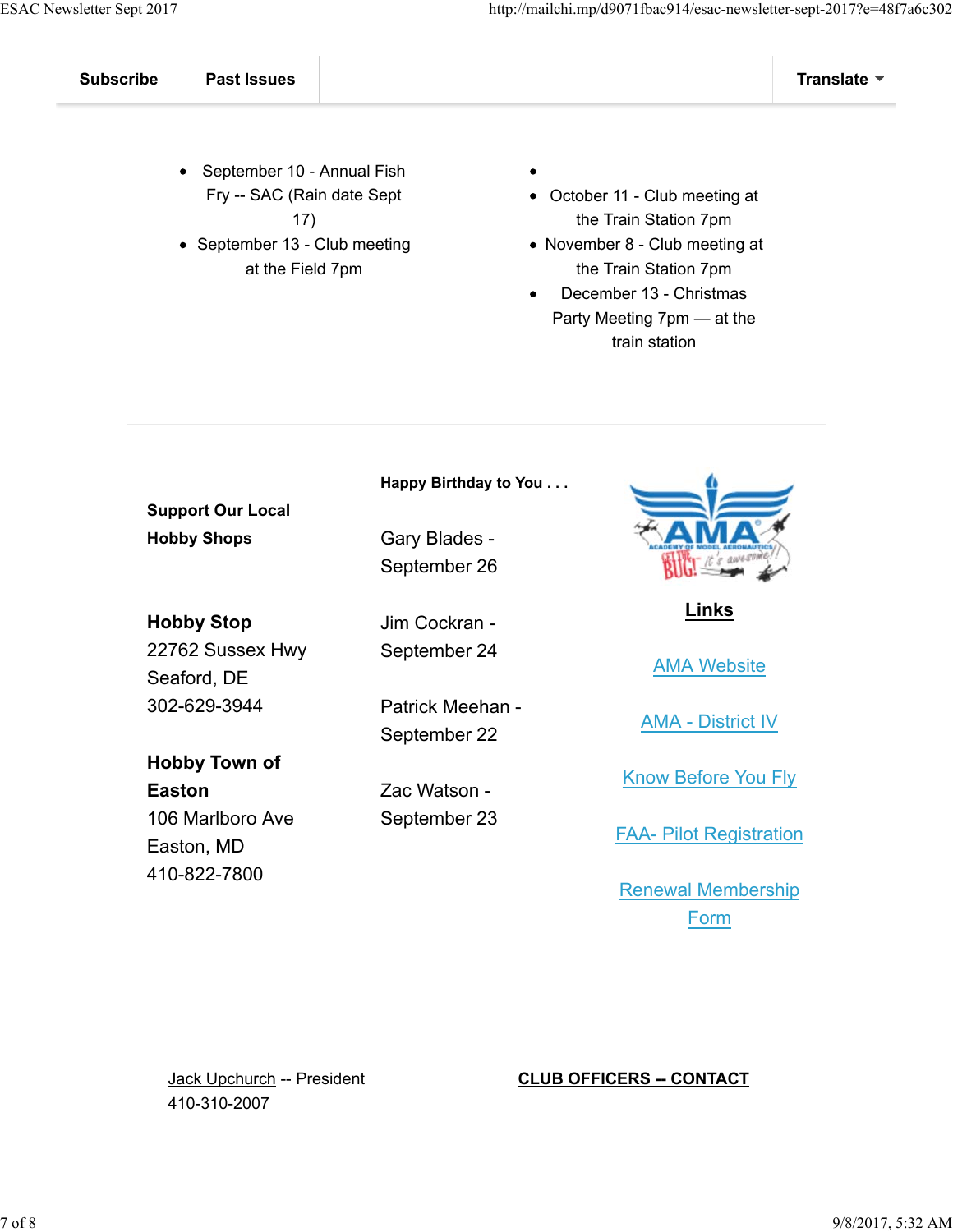Subscribe | Past Issues | Translate

- September 10 - Annual Fish Fry -- SAC (Rain date Sept 17)
- September 13 - Club meeting at the Field 7pm
- October 11 - Club meeting at the Train Station 7pm
- November 8 - Club meeting at the Train Station 7pm
- December 13 - Christmas Party Meeting 7pm — at the train station

---

**Support Our Local Hobby Shops**

**Hobby Stop**
22762 Sussex Hwy
Seaford, DE
302-629-3944

**Hobby Town of Easton**
106 Marlboro Ave
Easton, MD
410-822-7800

**Happy Birthday to You . . .**

Gary Blades - September 26

Jim Cockran - September 24

Patrick Meehan - September 22

Zac Watson - September 23

**Links**

AMA Website

AMA - District IV

Know Before You Fly

FAA- Pilot Registration

Renewal Membership Form

Jack Upchurch -- President
410-310-2007

**CLUB OFFICERS -- CONTACT**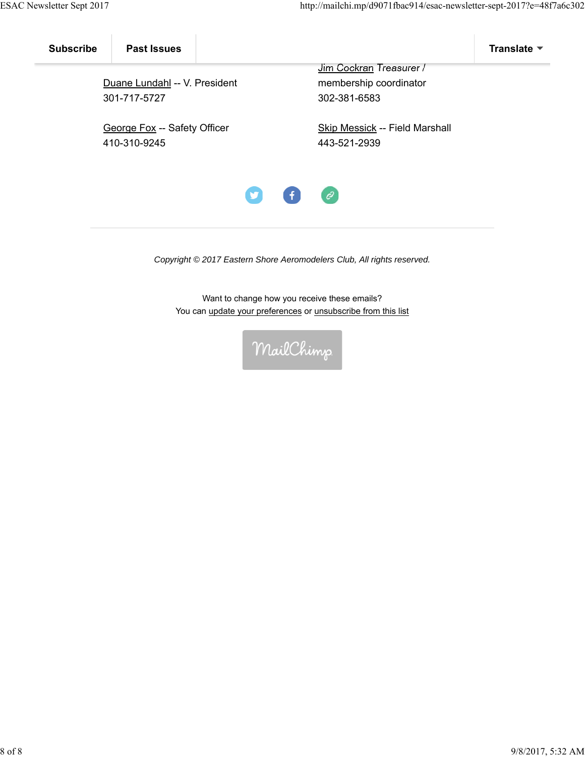Subscribe | Past Issues | Translate

Duane Lundahl -- V. President
301-717-5727

Jim Cockran *Treasurer /*
membership coordinator
302-381-6583

George Fox -- Safety Officer
410-310-9245

Skip Messick -- Field Marshall
443-521-2939

*Copyright © 2017 Eastern Shore Aeromodelers Club, All rights reserved.*

Want to change how you receive these emails?
You can update your preferences or unsubscribe from this list

MailChimp